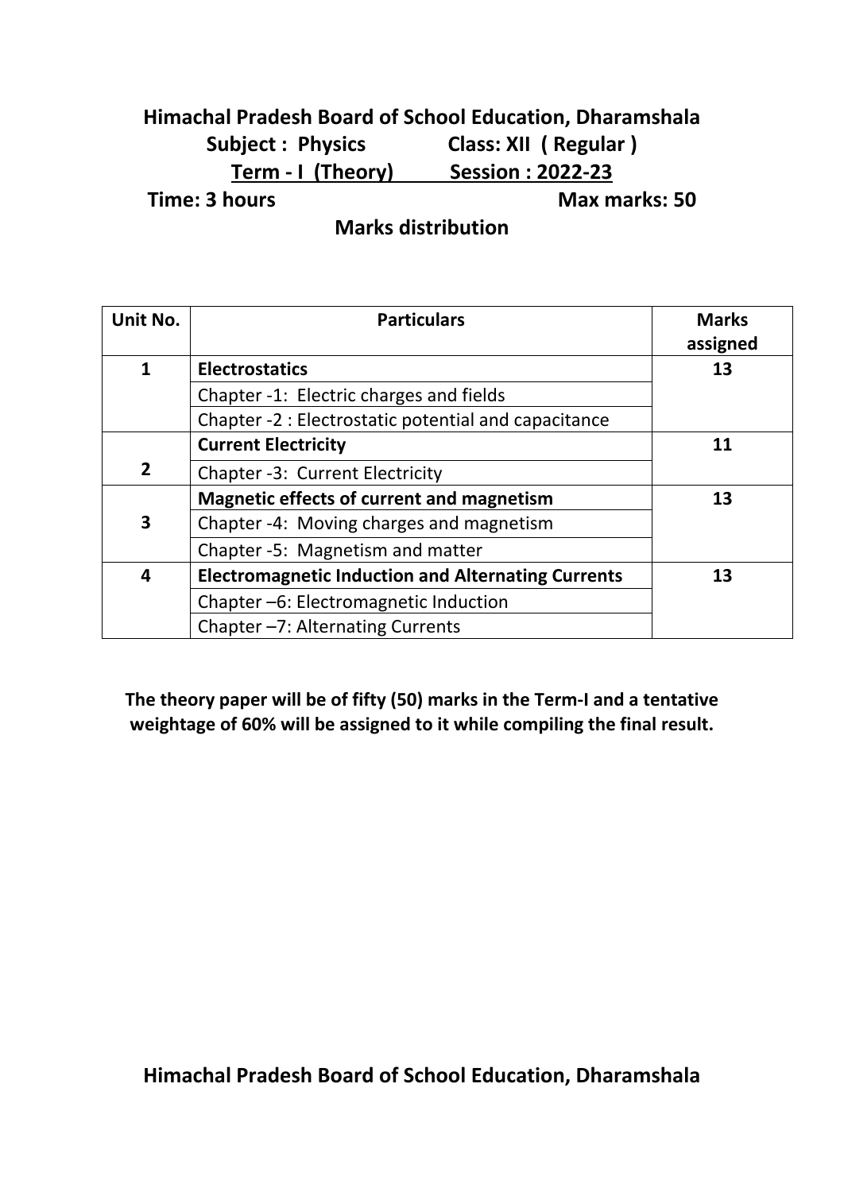# Himachal Pradesh Board of School Education, Dharamshala

**Subject : Physics** **Class: XII ( Regular )**

**Term - I (Theory)** **Session : 2022-23**

**Time: 3 hours** **Max marks: 50**

## Marks distribution

| Unit No. | Particulars | Marks assigned |
|---|---|---|
| **1** | **Electrostatics** | **13** |
| | Chapter -1: Electric charges and fields | |
| | Chapter -2 : Electrostatic potential and capacitance | |
| **2** | **Current Electricity** | **11** |
| | Chapter -3: Current Electricity | |
| **3** | **Magnetic effects of current and magnetism** | **13** |
| | Chapter -4: Moving charges and magnetism | |
| | Chapter -5: Magnetism and matter | |
| **4** | **Electromagnetic Induction and Alternating Currents** | **13** |
| | Chapter –6: Electromagnetic Induction | |
| | Chapter –7: Alternating Currents | |

**The theory paper will be of fifty (50) marks in the Term-I and a tentative weightage of 60% will be assigned to it while compiling the final result.**

**Himachal Pradesh Board of School Education, Dharamshala**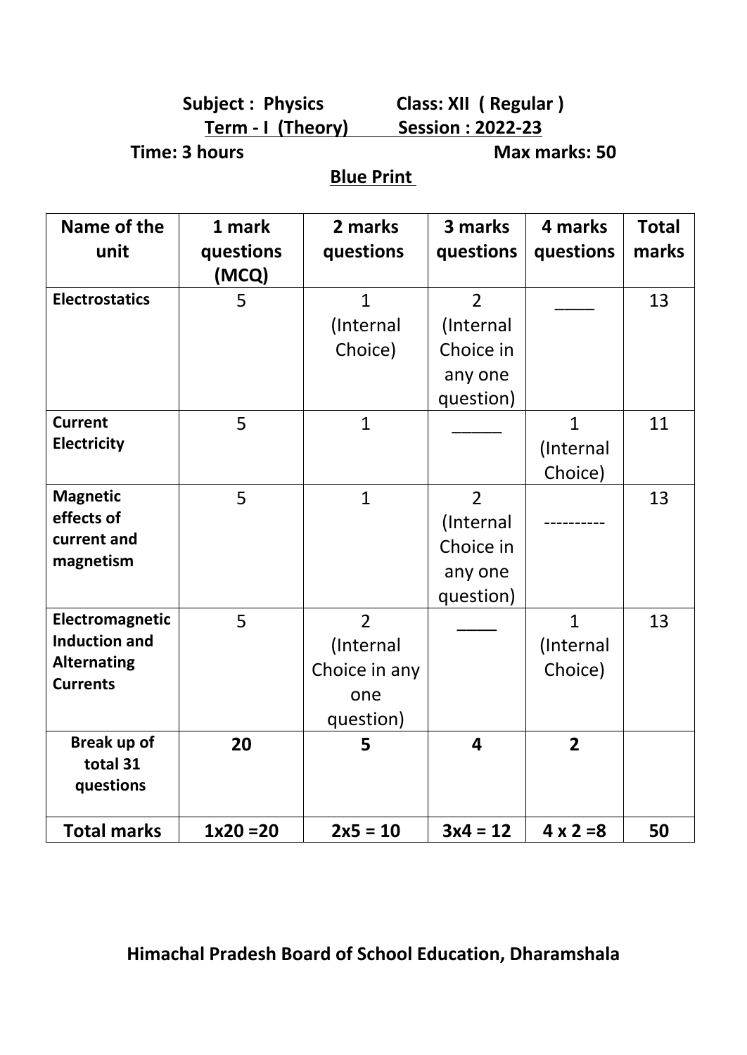**Subject : Physics** **Class: XII ( Regular )**

**Term - I (Theory)** **Session : 2022-23**

**Time: 3 hours** **Max marks: 50**

**Blue Print**

| Name of the unit | 1 mark questions (MCQ) | 2 marks questions | 3 marks questions | 4 marks questions | Total marks |
|---|---|---|---|---|---|
| **Electrostatics** | 5 | 1 (Internal Choice) | 2 (Internal Choice in any one question) | ____ | 13 |
| **Current Electricity** | 5 | 1 | _____ | 1 (Internal Choice) | 11 |
| **Magnetic effects of current and magnetism** | 5 | 1 | 2 (Internal Choice in any one question) | ---------- | 13 |
| **Electromagnetic Induction and Alternating Currents** | 5 | 2 (Internal Choice in any one question) | ____ | 1 (Internal Choice) | 13 |
| **Break up of total 31 questions** | **20** | **5** | **4** | **2** | |
| **Total marks** | **1x20 =20** | **2x5 = 10** | **3x4 = 12** | **4 x 2 =8** | **50** |

**Himachal Pradesh Board of School Education, Dharamshala**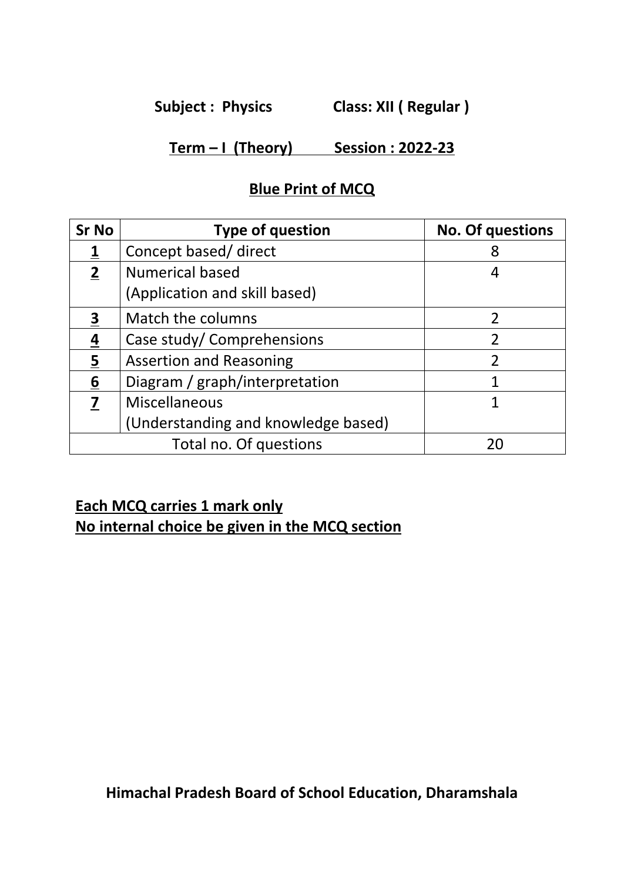**Subject : Physics     Class: XII ( Regular )**

**Term – I (Theory)     Session : 2022-23**

## Blue Print of MCQ

| Sr No | Type of question | No. Of questions |
|---|---|---|
| 1 | Concept based/ direct | 8 |
| 2 | Numerical based<br>(Application and skill based) | 4 |
| 3 | Match the columns | 2 |
| 4 | Case study/ Comprehensions | 2 |
| 5 | Assertion and Reasoning | 2 |
| 6 | Diagram / graph/interpretation | 1 |
| 7 | Miscellaneous<br>(Understanding and knowledge based) | 1 |
| Total no. Of questions | | 20 |

**Each MCQ carries 1 mark only**
**No internal choice be given in the MCQ section**

**Himachal Pradesh Board of School Education, Dharamshala**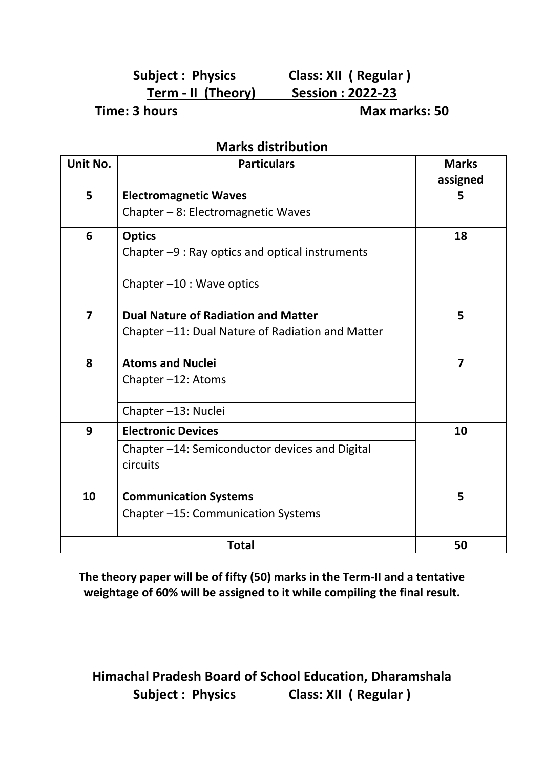**Subject : Physics** **Class: XII ( Regular )**

**Term - II (Theory)** **Session : 2022-23**

**Time: 3 hours** **Max marks: 50**

## Marks distribution

| Unit No. | Particulars | Marks assigned |
|---|---|---|
| 5 | **Electromagnetic Waves** | 5 |
| | Chapter – 8: Electromagnetic Waves | |
| 6 | **Optics** | 18 |
| | Chapter –9 : Ray optics and optical instruments | |
| | Chapter –10 : Wave optics | |
| 7 | **Dual Nature of Radiation and Matter** | 5 |
| | Chapter –11: Dual Nature of Radiation and Matter | |
| 8 | **Atoms and Nuclei** | 7 |
| | Chapter –12: Atoms | |
| | Chapter –13: Nuclei | |
| 9 | **Electronic Devices** | 10 |
| | Chapter –14: Semiconductor devices and Digital circuits | |
| 10 | **Communication Systems** | 5 |
| | Chapter –15: Communication Systems | |
| **Total** | | **50** |

**The theory paper will be of fifty (50) marks in the Term-II and a tentative weightage of 60% will be assigned to it while compiling the final result.**

**Himachal Pradesh Board of School Education, Dharamshala**

**Subject : Physics** **Class: XII ( Regular )**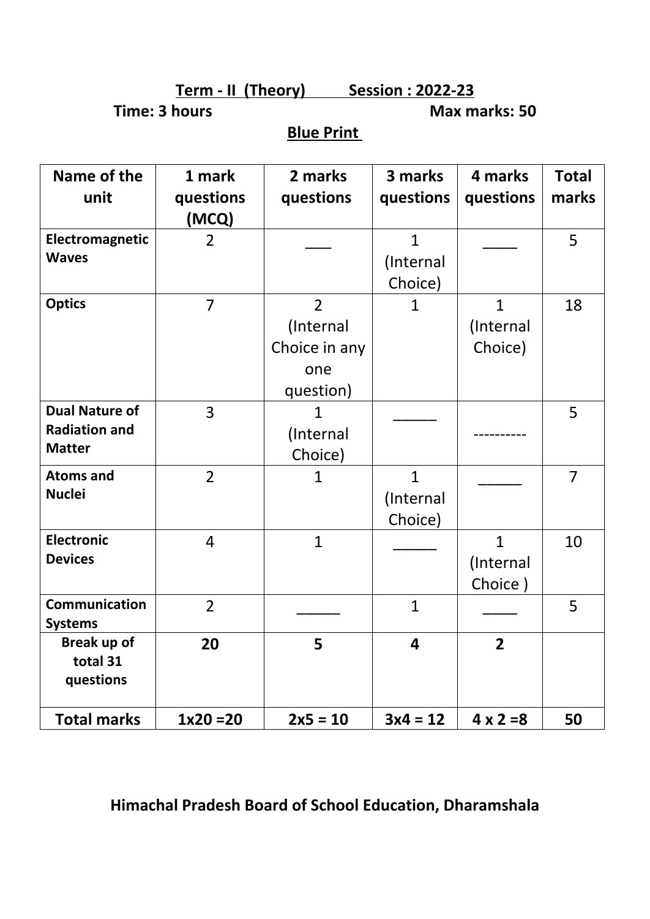**Term - II (Theory) Session : 2022-23**

**Time: 3 hours** **Max marks: 50**

**Blue Print**

| Name of the unit | 1 mark questions (MCQ) | 2 marks questions | 3 marks questions | 4 marks questions | Total marks |
|---|---|---|---|---|---|
| **Electromagnetic Waves** | 2 | ___ | 1 (Internal Choice) | ____ | 5 |
| **Optics** | 7 | 2 (Internal Choice in any one question) | 1 | 1 (Internal Choice) | 18 |
| **Dual Nature of Radiation and Matter** | 3 | 1 (Internal Choice) | _____ | ---------- | 5 |
| **Atoms and Nuclei** | 2 | 1 | 1 (Internal Choice) | _____ | 7 |
| **Electronic Devices** | 4 | 1 | _____ | 1 (Internal Choice ) | 10 |
| **Communication Systems** | 2 | _____ | 1 | ____ | 5 |
| **Break up of total 31 questions** | **20** | **5** | **4** | **2** | |
| **Total marks** | **1x20 =20** | **2x5 = 10** | **3x4 = 12** | **4 x 2 =8** | **50** |

**Himachal Pradesh Board of School Education, Dharamshala**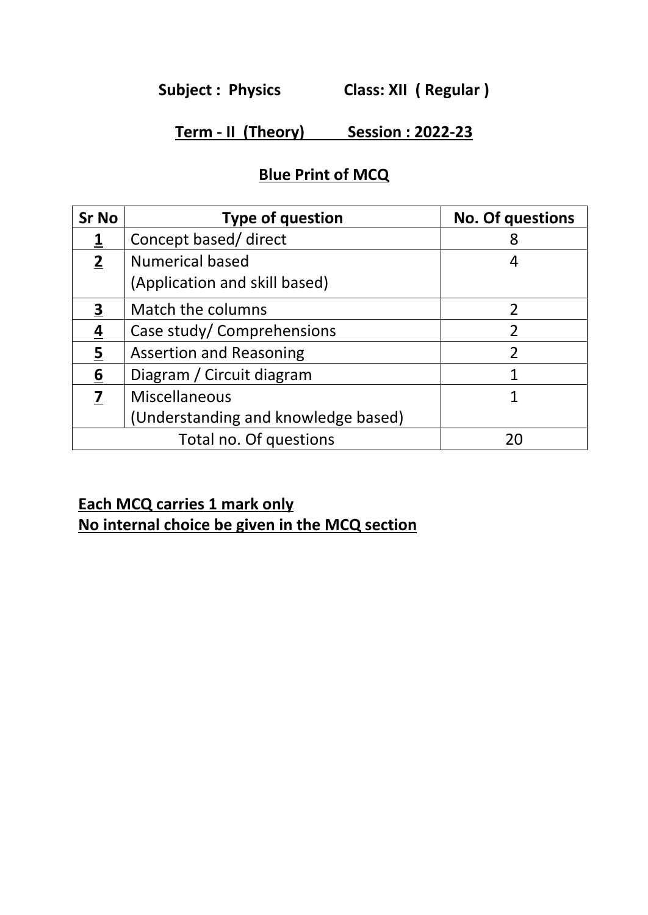**Subject : Physics Class: XII ( Regular )**

**Term - II (Theory) Session : 2022-23**

**Blue Print of MCQ**

| Sr No | Type of question | No. Of questions |
|---|---|---|
| **1** | Concept based/ direct | 8 |
| **2** | Numerical based (Application and skill based) | 4 |
| **3** | Match the columns | 2 |
| **4** | Case study/ Comprehensions | 2 |
| **5** | Assertion and Reasoning | 2 |
| **6** | Diagram / Circuit diagram | 1 |
| **7** | Miscellaneous (Understanding and knowledge based) | 1 |
| Total no. Of questions | | 20 |

**Each MCQ carries 1 mark only**
**No internal choice be given in the MCQ section**